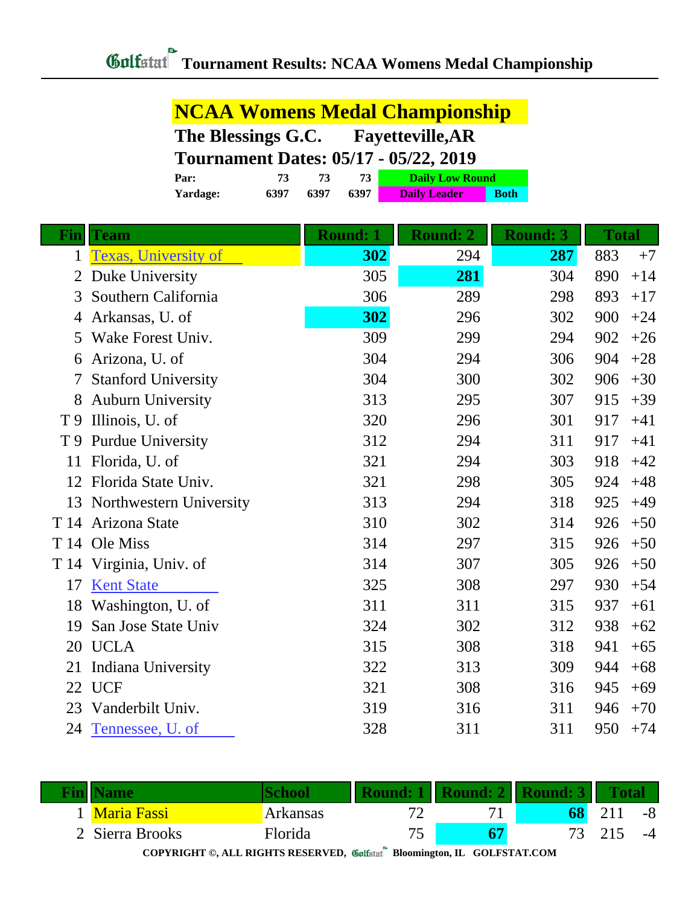# Golfstat Tournament Results: NCAA Womens Medal Championship

## NCAA Womens Medal Championship

**The Blessings G.C. Fayetteville,AR**

**Tournament Dates: 05/17 - 05/22, 2019**

| | | | | |
|---|---|---|---|---|
| **Par:** | 73 | 73 | 73 | Daily Low Round |
| **Yardage:** | 6397 | 6397 | 6397 | Daily Leader / Both |

| Fin | Team | Round: 1 | Round: 2 | Round: 3 | Total | |
|---|---|---|---|---|---|---|
| 1 | Texas, University of | **302** | 294 | **287** | 883 | +7 |
| 2 | Duke University | 305 | **281** | 304 | 890 | +14 |
| 3 | Southern California | 306 | 289 | 298 | 893 | +17 |
| 4 | Arkansas, U. of | **302** | 296 | 302 | 900 | +24 |
| 5 | Wake Forest Univ. | 309 | 299 | 294 | 902 | +26 |
| 6 | Arizona, U. of | 304 | 294 | 306 | 904 | +28 |
| 7 | Stanford University | 304 | 300 | 302 | 906 | +30 |
| 8 | Auburn University | 313 | 295 | 307 | 915 | +39 |
| T 9 | Illinois, U. of | 320 | 296 | 301 | 917 | +41 |
| T 9 | Purdue University | 312 | 294 | 311 | 917 | +41 |
| 11 | Florida, U. of | 321 | 294 | 303 | 918 | +42 |
| 12 | Florida State Univ. | 321 | 298 | 305 | 924 | +48 |
| 13 | Northwestern University | 313 | 294 | 318 | 925 | +49 |
| T 14 | Arizona State | 310 | 302 | 314 | 926 | +50 |
| T 14 | Ole Miss | 314 | 297 | 315 | 926 | +50 |
| T 14 | Virginia, Univ. of | 314 | 307 | 305 | 926 | +50 |
| 17 | Kent State | 325 | 308 | 297 | 930 | +54 |
| 18 | Washington, U. of | 311 | 311 | 315 | 937 | +61 |
| 19 | San Jose State Univ | 324 | 302 | 312 | 938 | +62 |
| 20 | UCLA | 315 | 308 | 318 | 941 | +65 |
| 21 | Indiana University | 322 | 313 | 309 | 944 | +68 |
| 22 | UCF | 321 | 308 | 316 | 945 | +69 |
| 23 | Vanderbilt Univ. | 319 | 316 | 311 | 946 | +70 |
| 24 | Tennessee, U. of | 328 | 311 | 311 | 950 | +74 |

| Fin | Name | School | Round: 1 | Round: 2 | Round: 3 | Total | |
|---|---|---|---|---|---|---|---|
| 1 | Maria Fassi | Arkansas | 72 | 71 | **68** | 211 | -8 |
| 2 | Sierra Brooks | Florida | 75 | **67** | 73 | 215 | -4 |

COPYRIGHT ©, ALL RIGHTS RESERVED, Golfstat Bloomington, IL GOLFSTAT.COM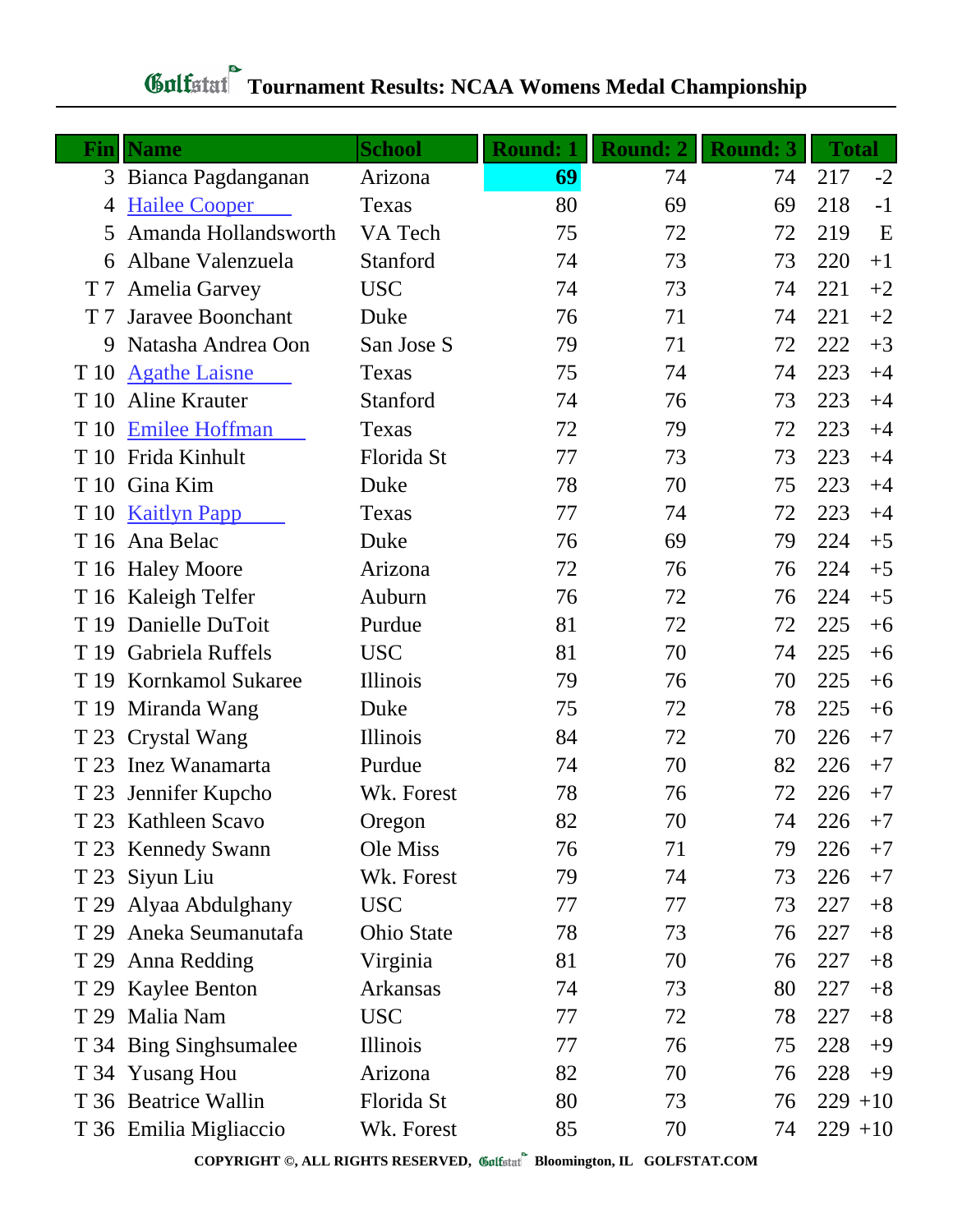# Golfstat Tournament Results: NCAA Womens Medal Championship

| Fin | Name | School | Round: 1 | Round: 2 | Round: 3 | Total | |
|---|---|---|---|---|---|---|---|
| 3 | Bianca Pagdanganan | Arizona | **69** | 74 | 74 | 217 | -2 |
| 4 | Hailee Cooper | Texas | 80 | 69 | 69 | 218 | -1 |
| 5 | Amanda Hollandsworth | VA Tech | 75 | 72 | 72 | 219 | E |
| 6 | Albane Valenzuela | Stanford | 74 | 73 | 73 | 220 | +1 |
| T 7 | Amelia Garvey | USC | 74 | 73 | 74 | 221 | +2 |
| T 7 | Jaravee Boonchant | Duke | 76 | 71 | 74 | 221 | +2 |
| 9 | Natasha Andrea Oon | San Jose S | 79 | 71 | 72 | 222 | +3 |
| T 10 | Agathe Laisne | Texas | 75 | 74 | 74 | 223 | +4 |
| T 10 | Aline Krauter | Stanford | 74 | 76 | 73 | 223 | +4 |
| T 10 | Emilee Hoffman | Texas | 72 | 79 | 72 | 223 | +4 |
| T 10 | Frida Kinhult | Florida St | 77 | 73 | 73 | 223 | +4 |
| T 10 | Gina Kim | Duke | 78 | 70 | 75 | 223 | +4 |
| T 10 | Kaitlyn Papp | Texas | 77 | 74 | 72 | 223 | +4 |
| T 16 | Ana Belac | Duke | 76 | 69 | 79 | 224 | +5 |
| T 16 | Haley Moore | Arizona | 72 | 76 | 76 | 224 | +5 |
| T 16 | Kaleigh Telfer | Auburn | 76 | 72 | 76 | 224 | +5 |
| T 19 | Danielle DuToit | Purdue | 81 | 72 | 72 | 225 | +6 |
| T 19 | Gabriela Ruffels | USC | 81 | 70 | 74 | 225 | +6 |
| T 19 | Kornkamol Sukaree | Illinois | 79 | 76 | 70 | 225 | +6 |
| T 19 | Miranda Wang | Duke | 75 | 72 | 78 | 225 | +6 |
| T 23 | Crystal Wang | Illinois | 84 | 72 | 70 | 226 | +7 |
| T 23 | Inez Wanamarta | Purdue | 74 | 70 | 82 | 226 | +7 |
| T 23 | Jennifer Kupcho | Wk. Forest | 78 | 76 | 72 | 226 | +7 |
| T 23 | Kathleen Scavo | Oregon | 82 | 70 | 74 | 226 | +7 |
| T 23 | Kennedy Swann | Ole Miss | 76 | 71 | 79 | 226 | +7 |
| T 23 | Siyun Liu | Wk. Forest | 79 | 74 | 73 | 226 | +7 |
| T 29 | Alyaa Abdulghany | USC | 77 | 77 | 73 | 227 | +8 |
| T 29 | Aneka Seumanutafa | Ohio State | 78 | 73 | 76 | 227 | +8 |
| T 29 | Anna Redding | Virginia | 81 | 70 | 76 | 227 | +8 |
| T 29 | Kaylee Benton | Arkansas | 74 | 73 | 80 | 227 | +8 |
| T 29 | Malia Nam | USC | 77 | 72 | 78 | 227 | +8 |
| T 34 | Bing Singhsumalee | Illinois | 77 | 76 | 75 | 228 | +9 |
| T 34 | Yusang Hou | Arizona | 82 | 70 | 76 | 228 | +9 |
| T 36 | Beatrice Wallin | Florida St | 80 | 73 | 76 | 229 | +10 |
| T 36 | Emilia Migliaccio | Wk. Forest | 85 | 70 | 74 | 229 | +10 |

COPYRIGHT ©, ALL RIGHTS RESERVED, Golfstat Bloomington, IL GOLFSTAT.COM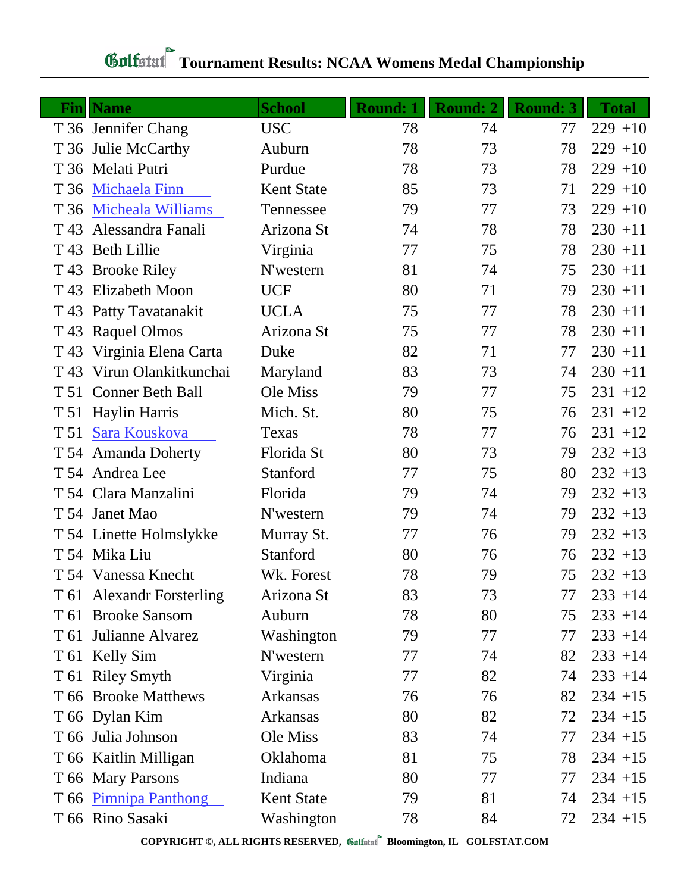# Golfstat Tournament Results: NCAA Womens Medal Championship

| Fin | Name | School | Round: 1 | Round: 2 | Round: 3 | Total |
|---|---|---|---|---|---|---|
| T 36 | Jennifer Chang | USC | 78 | 74 | 77 | 229 +10 |
| T 36 | Julie McCarthy | Auburn | 78 | 73 | 78 | 229 +10 |
| T 36 | Melati Putri | Purdue | 78 | 73 | 78 | 229 +10 |
| T 36 | Michaela Finn | Kent State | 85 | 73 | 71 | 229 +10 |
| T 36 | Micheala Williams | Tennessee | 79 | 77 | 73 | 229 +10 |
| T 43 | Alessandra Fanali | Arizona St | 74 | 78 | 78 | 230 +11 |
| T 43 | Beth Lillie | Virginia | 77 | 75 | 78 | 230 +11 |
| T 43 | Brooke Riley | N'western | 81 | 74 | 75 | 230 +11 |
| T 43 | Elizabeth Moon | UCF | 80 | 71 | 79 | 230 +11 |
| T 43 | Patty Tavatanakit | UCLA | 75 | 77 | 78 | 230 +11 |
| T 43 | Raquel Olmos | Arizona St | 75 | 77 | 78 | 230 +11 |
| T 43 | Virginia Elena Carta | Duke | 82 | 71 | 77 | 230 +11 |
| T 43 | Virun Olankitkunchai | Maryland | 83 | 73 | 74 | 230 +11 |
| T 51 | Conner Beth Ball | Ole Miss | 79 | 77 | 75 | 231 +12 |
| T 51 | Haylin Harris | Mich. St. | 80 | 75 | 76 | 231 +12 |
| T 51 | Sara Kouskova | Texas | 78 | 77 | 76 | 231 +12 |
| T 54 | Amanda Doherty | Florida St | 80 | 73 | 79 | 232 +13 |
| T 54 | Andrea Lee | Stanford | 77 | 75 | 80 | 232 +13 |
| T 54 | Clara Manzalini | Florida | 79 | 74 | 79 | 232 +13 |
| T 54 | Janet Mao | N'western | 79 | 74 | 79 | 232 +13 |
| T 54 | Linette Holmslykke | Murray St. | 77 | 76 | 79 | 232 +13 |
| T 54 | Mika Liu | Stanford | 80 | 76 | 76 | 232 +13 |
| T 54 | Vanessa Knecht | Wk. Forest | 78 | 79 | 75 | 232 +13 |
| T 61 | Alexandr Forsterling | Arizona St | 83 | 73 | 77 | 233 +14 |
| T 61 | Brooke Sansom | Auburn | 78 | 80 | 75 | 233 +14 |
| T 61 | Julianne Alvarez | Washington | 79 | 77 | 77 | 233 +14 |
| T 61 | Kelly Sim | N'western | 77 | 74 | 82 | 233 +14 |
| T 61 | Riley Smyth | Virginia | 77 | 82 | 74 | 233 +14 |
| T 66 | Brooke Matthews | Arkansas | 76 | 76 | 82 | 234 +15 |
| T 66 | Dylan Kim | Arkansas | 80 | 82 | 72 | 234 +15 |
| T 66 | Julia Johnson | Ole Miss | 83 | 74 | 77 | 234 +15 |
| T 66 | Kaitlin Milligan | Oklahoma | 81 | 75 | 78 | 234 +15 |
| T 66 | Mary Parsons | Indiana | 80 | 77 | 77 | 234 +15 |
| T 66 | Pimnipa Panthong | Kent State | 79 | 81 | 74 | 234 +15 |
| T 66 | Rino Sasaki | Washington | 78 | 84 | 72 | 234 +15 |

**COPYRIGHT ©, ALL RIGHTS RESERVED, Golfstat Bloomington, IL GOLFSTAT.COM**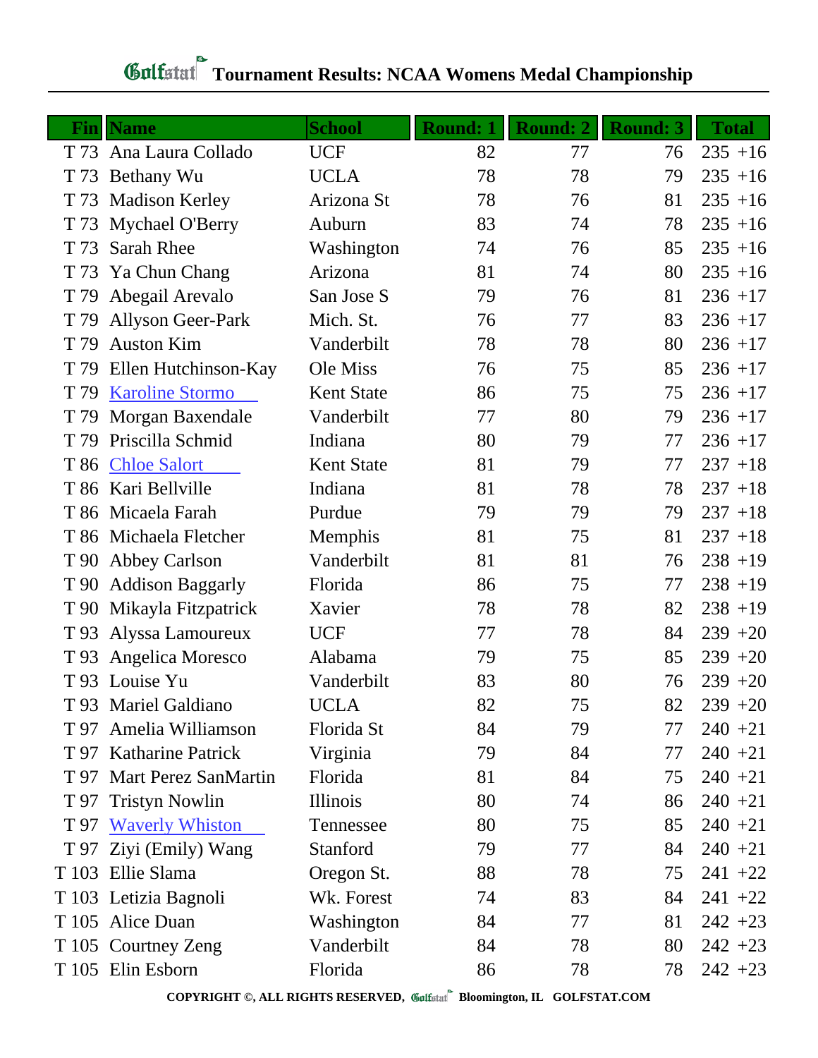# Golfstat Tournament Results: NCAA Womens Medal Championship

| Fin | Name | School | Round: 1 | Round: 2 | Round: 3 | Total |
|---|---|---|---|---|---|---|
| T 73 | Ana Laura Collado | UCF | 82 | 77 | 76 | 235 +16 |
| T 73 | Bethany Wu | UCLA | 78 | 78 | 79 | 235 +16 |
| T 73 | Madison Kerley | Arizona St | 78 | 76 | 81 | 235 +16 |
| T 73 | Mychael O'Berry | Auburn | 83 | 74 | 78 | 235 +16 |
| T 73 | Sarah Rhee | Washington | 74 | 76 | 85 | 235 +16 |
| T 73 | Ya Chun Chang | Arizona | 81 | 74 | 80 | 235 +16 |
| T 79 | Abegail Arevalo | San Jose S | 79 | 76 | 81 | 236 +17 |
| T 79 | Allyson Geer-Park | Mich. St. | 76 | 77 | 83 | 236 +17 |
| T 79 | Auston Kim | Vanderbilt | 78 | 78 | 80 | 236 +17 |
| T 79 | Ellen Hutchinson-Kay | Ole Miss | 76 | 75 | 85 | 236 +17 |
| T 79 | Karoline Stormo | Kent State | 86 | 75 | 75 | 236 +17 |
| T 79 | Morgan Baxendale | Vanderbilt | 77 | 80 | 79 | 236 +17 |
| T 79 | Priscilla Schmid | Indiana | 80 | 79 | 77 | 236 +17 |
| T 86 | Chloe Salort | Kent State | 81 | 79 | 77 | 237 +18 |
| T 86 | Kari Bellville | Indiana | 81 | 78 | 78 | 237 +18 |
| T 86 | Micaela Farah | Purdue | 79 | 79 | 79 | 237 +18 |
| T 86 | Michaela Fletcher | Memphis | 81 | 75 | 81 | 237 +18 |
| T 90 | Abbey Carlson | Vanderbilt | 81 | 81 | 76 | 238 +19 |
| T 90 | Addison Baggarly | Florida | 86 | 75 | 77 | 238 +19 |
| T 90 | Mikayla Fitzpatrick | Xavier | 78 | 78 | 82 | 238 +19 |
| T 93 | Alyssa Lamoureux | UCF | 77 | 78 | 84 | 239 +20 |
| T 93 | Angelica Moresco | Alabama | 79 | 75 | 85 | 239 +20 |
| T 93 | Louise Yu | Vanderbilt | 83 | 80 | 76 | 239 +20 |
| T 93 | Mariel Galdiano | UCLA | 82 | 75 | 82 | 239 +20 |
| T 97 | Amelia Williamson | Florida St | 84 | 79 | 77 | 240 +21 |
| T 97 | Katharine Patrick | Virginia | 79 | 84 | 77 | 240 +21 |
| T 97 | Mart Perez SanMartin | Florida | 81 | 84 | 75 | 240 +21 |
| T 97 | Tristyn Nowlin | Illinois | 80 | 74 | 86 | 240 +21 |
| T 97 | Waverly Whiston | Tennessee | 80 | 75 | 85 | 240 +21 |
| T 97 | Ziyi (Emily) Wang | Stanford | 79 | 77 | 84 | 240 +21 |
| T 103 | Ellie Slama | Oregon St. | 88 | 78 | 75 | 241 +22 |
| T 103 | Letizia Bagnoli | Wk. Forest | 74 | 83 | 84 | 241 +22 |
| T 105 | Alice Duan | Washington | 84 | 77 | 81 | 242 +23 |
| T 105 | Courtney Zeng | Vanderbilt | 84 | 78 | 80 | 242 +23 |
| T 105 | Elin Esborn | Florida | 86 | 78 | 78 | 242 +23 |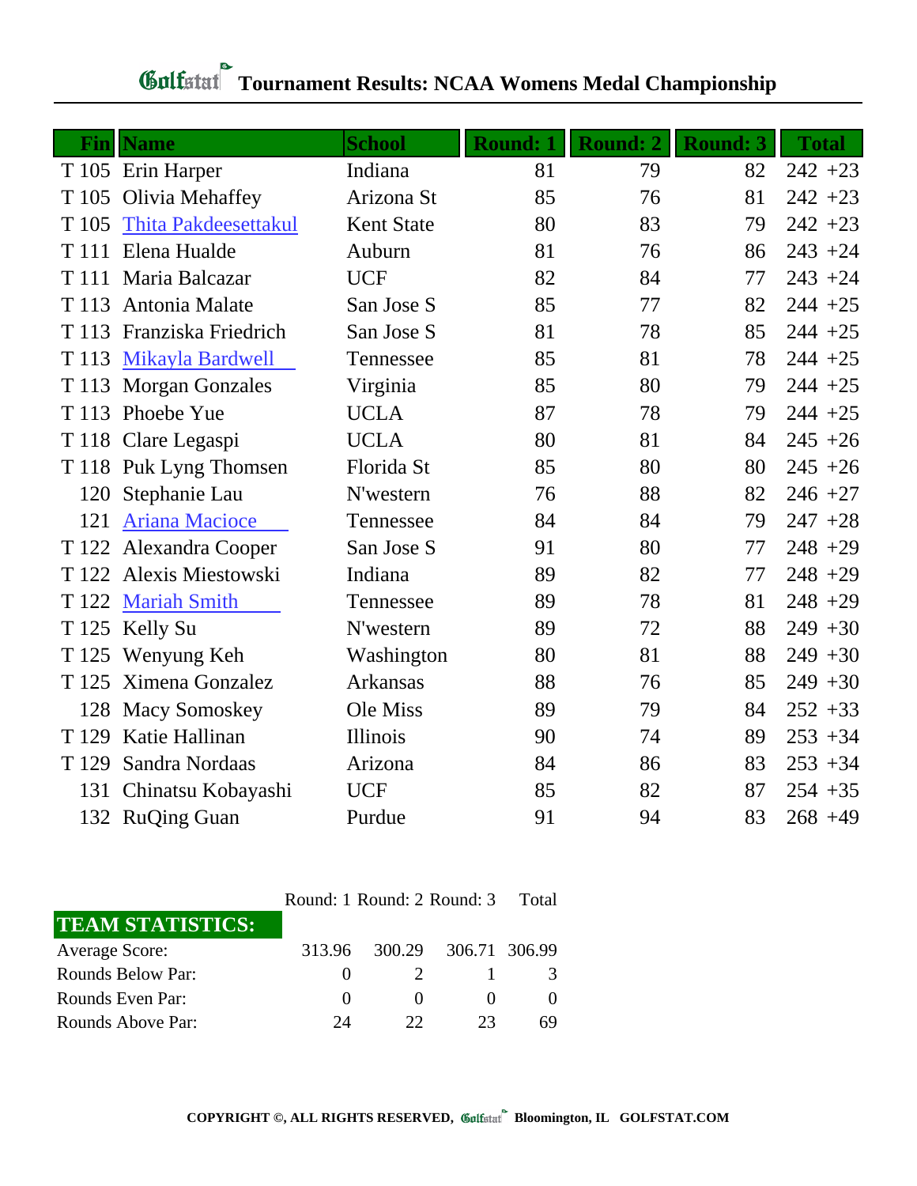# Golfstat Tournament Results: NCAA Womens Medal Championship

| Fin | Name | School | Round: 1 | Round: 2 | Round: 3 | Total |
|---|---|---|---|---|---|---|
| T 105 | Erin Harper | Indiana | 81 | 79 | 82 | 242 +23 |
| T 105 | Olivia Mehaffey | Arizona St | 85 | 76 | 81 | 242 +23 |
| T 105 | Thita Pakdeesettakul | Kent State | 80 | 83 | 79 | 242 +23 |
| T 111 | Elena Hualde | Auburn | 81 | 76 | 86 | 243 +24 |
| T 111 | Maria Balcazar | UCF | 82 | 84 | 77 | 243 +24 |
| T 113 | Antonia Malate | San Jose S | 85 | 77 | 82 | 244 +25 |
| T 113 | Franziska Friedrich | San Jose S | 81 | 78 | 85 | 244 +25 |
| T 113 | Mikayla Bardwell | Tennessee | 85 | 81 | 78 | 244 +25 |
| T 113 | Morgan Gonzales | Virginia | 85 | 80 | 79 | 244 +25 |
| T 113 | Phoebe Yue | UCLA | 87 | 78 | 79 | 244 +25 |
| T 118 | Clare Legaspi | UCLA | 80 | 81 | 84 | 245 +26 |
| T 118 | Puk Lyng Thomsen | Florida St | 85 | 80 | 80 | 245 +26 |
| 120 | Stephanie Lau | N'western | 76 | 88 | 82 | 246 +27 |
| 121 | Ariana Macioce | Tennessee | 84 | 84 | 79 | 247 +28 |
| T 122 | Alexandra Cooper | San Jose S | 91 | 80 | 77 | 248 +29 |
| T 122 | Alexis Miestowski | Indiana | 89 | 82 | 77 | 248 +29 |
| T 122 | Mariah Smith | Tennessee | 89 | 78 | 81 | 248 +29 |
| T 125 | Kelly Su | N'western | 89 | 72 | 88 | 249 +30 |
| T 125 | Wenyung Keh | Washington | 80 | 81 | 88 | 249 +30 |
| T 125 | Ximena Gonzalez | Arkansas | 88 | 76 | 85 | 249 +30 |
| 128 | Macy Somoskey | Ole Miss | 89 | 79 | 84 | 252 +33 |
| T 129 | Katie Hallinan | Illinois | 90 | 74 | 89 | 253 +34 |
| T 129 | Sandra Nordaas | Arizona | 84 | 86 | 83 | 253 +34 |
| 131 | Chinatsu Kobayashi | UCF | 85 | 82 | 87 | 254 +35 |
| 132 | RuQing Guan | Purdue | 91 | 94 | 83 | 268 +49 |

| TEAM STATISTICS: | Round: 1 | Round: 2 | Round: 3 | Total |
|---|---|---|---|---|
| Average Score: | 313.96 | 300.29 | 306.71 | 306.99 |
| Rounds Below Par: | 0 | 2 | 1 | 3 |
| Rounds Even Par: | 0 | 0 | 0 | 0 |
| Rounds Above Par: | 24 | 22 | 23 | 69 |

COPYRIGHT ©, ALL RIGHTS RESERVED, Golfstat Bloomington, IL GOLFSTAT.COM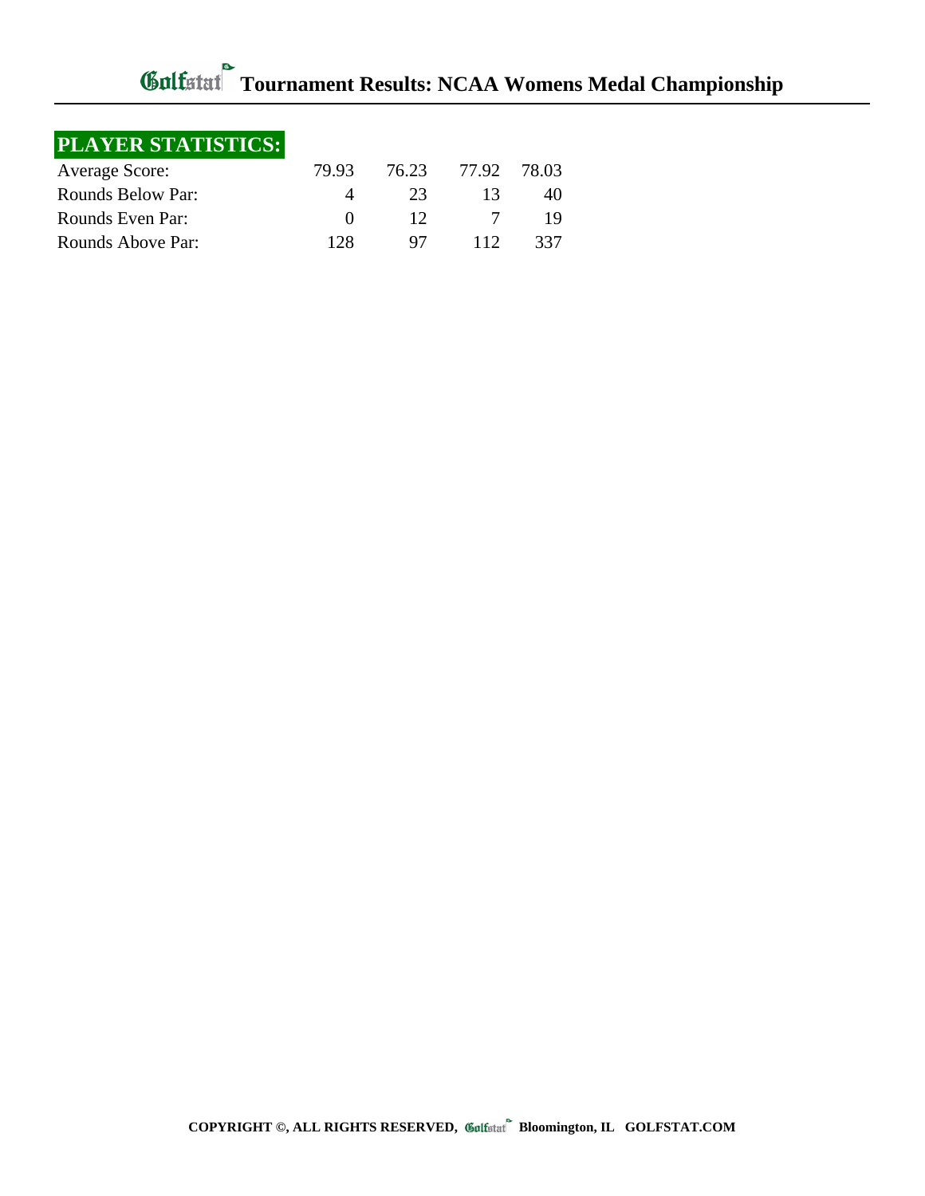# Golfstat Tournament Results: NCAA Womens Medal Championship

## PLAYER STATISTICS:

| | | | | |
|---|---|---|---|---|
| Average Score: | 79.93 | 76.23 | 77.92 | 78.03 |
| Rounds Below Par: | 4 | 23 | 13 | 40 |
| Rounds Even Par: | 0 | 12 | 7 | 19 |
| Rounds Above Par: | 128 | 97 | 112 | 337 |